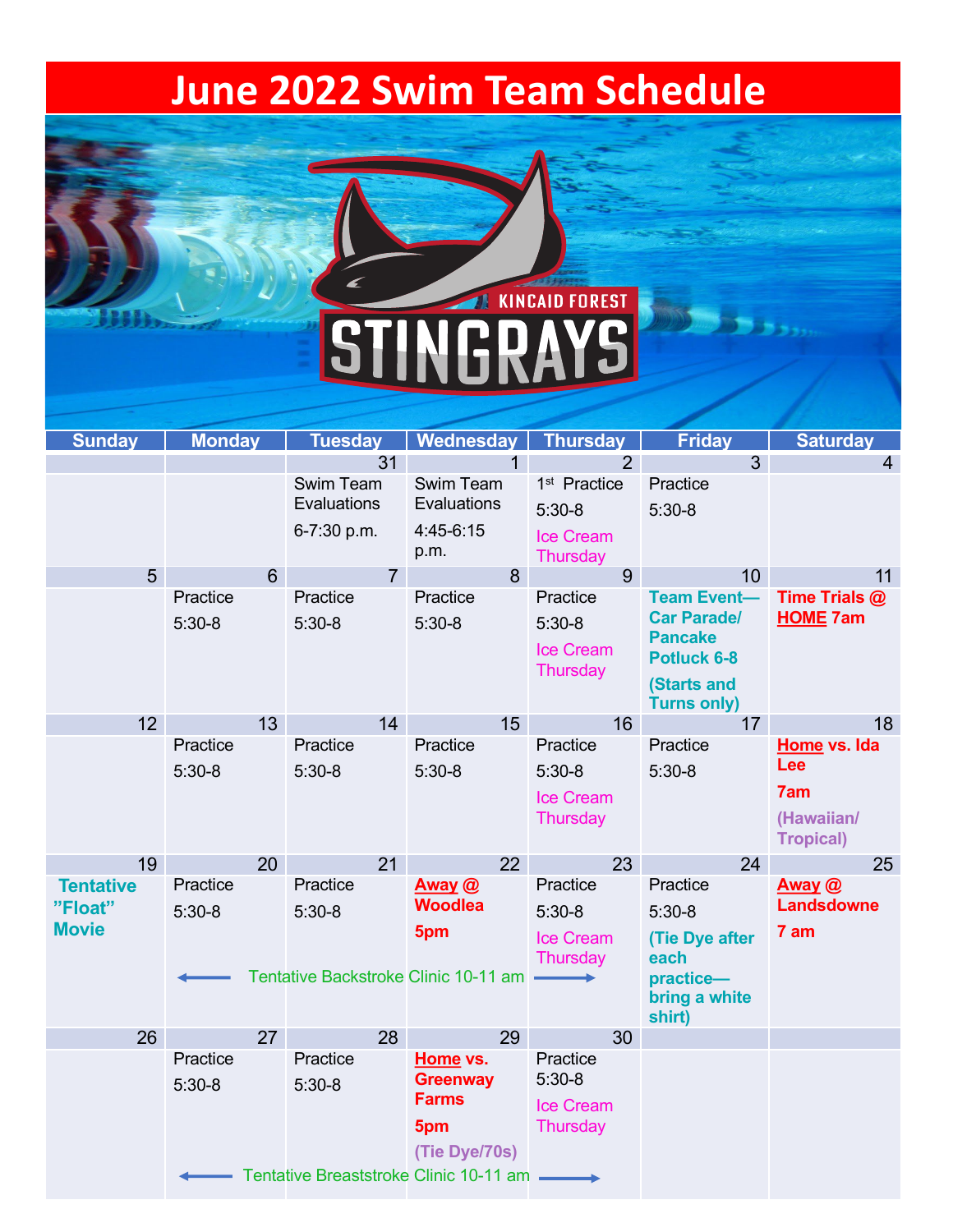# June 2022 Swim Team Schedule

KINCAID FOREST STINGRAYS

| Sunday | Monday | Tuesday | Wednesday | Thursday | Friday | Saturday |
|---|---|---|---|---|---|---|
| | | 31 | 1 | 2 | 3 | 4 |
| | | Swim Team Evaluations 6-7:30 p.m. | Swim Team Evaluations 4:45-6:15 p.m. | 1st Practice 5:30-8 Ice Cream Thursday | Practice 5:30-8 | |
| 5 | 6 | 7 | 8 | 9 | 10 | 11 |
| | Practice 5:30-8 | Practice 5:30-8 | Practice 5:30-8 | Practice 5:30-8 Ice Cream Thursday | **Team Event—Car Parade/ Pancake Potluck 6-8** **(Starts and Turns only)** | **Time Trials @ HOME 7am** |
| 12 | 13 | 14 | 15 | 16 | 17 | 18 |
| | Practice 5:30-8 | Practice 5:30-8 | Practice 5:30-8 | Practice 5:30-8 Ice Cream Thursday | Practice 5:30-8 | **Home vs. Ida Lee 7am** **(Hawaiian/ Tropical)** |
| 19 | 20 | 21 | 22 | 23 | 24 | 25 |
| **Tentative "Float" Movie** | Practice 5:30-8 ← Tentative Backstroke Clinic 10-11 am | Practice 5:30-8 | **Away @ Woodlea 5pm** | Practice 5:30-8 Ice Cream Thursday → | Practice 5:30-8 **(Tie Dye after each practice—bring a white shirt)** | **Away @ Landsdowne 7 am** |
| 26 | 27 | 28 | 29 | 30 | | |
| | Practice 5:30-8 ← Tentative Breaststroke Clinic 10-11 am | Practice 5:30-8 | **Home vs. Greenway Farms 5pm** **(Tie Dye/70s)** | Practice 5:30-8 Ice Cream Thursday → | | |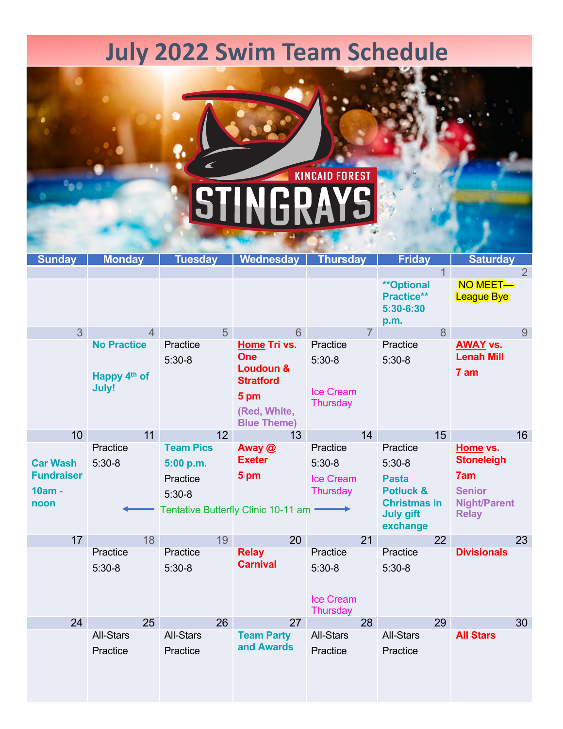# July 2022 Swim Team Schedule

KINCAID FOREST STINGRAYS

| Sunday | Monday | Tuesday | Wednesday | Thursday | Friday | Saturday |
|---|---|---|---|---|---|---|
| | | | | | 1 **Optional Practice** 5:30-6:30 p.m. | 2 NO MEET—League Bye |
| 3 | 4 No Practice Happy 4th of July! | 5 Practice 5:30-8 | 6 Home Tri vs. One Loudoun & Stratford 5 pm (Red, White, Blue Theme) | 7 Practice 5:30-8 Ice Cream Thursday | 8 Practice 5:30-8 | 9 AWAY vs. Lenah Mill 7 am |
| 10 Car Wash Fundraiser 10am - noon | 11 Practice 5:30-8 | 12 Team Pics 5:00 p.m. Practice 5:30-8 | 13 Away @ Exeter 5 pm | 14 Practice 5:30-8 Ice Cream Thursday | 15 Practice 5:30-8 Pasta Potluck & Christmas in July gift exchange | 16 Home vs. Stoneleigh 7am Senior Night/Parent Relay |
| | ← Tentative Butterfly Clinic 10-11 am → | | | | | |
| 17 | 18 Practice 5:30-8 | 19 Practice 5:30-8 | 20 Relay Carnival | 21 Practice 5:30-8 Ice Cream Thursday | 22 Practice 5:30-8 | 23 Divisionals |
| 24 | 25 All-Stars Practice | 26 All-Stars Practice | 27 Team Party and Awards | 28 All-Stars Practice | 29 All-Stars Practice | 30 All Stars |